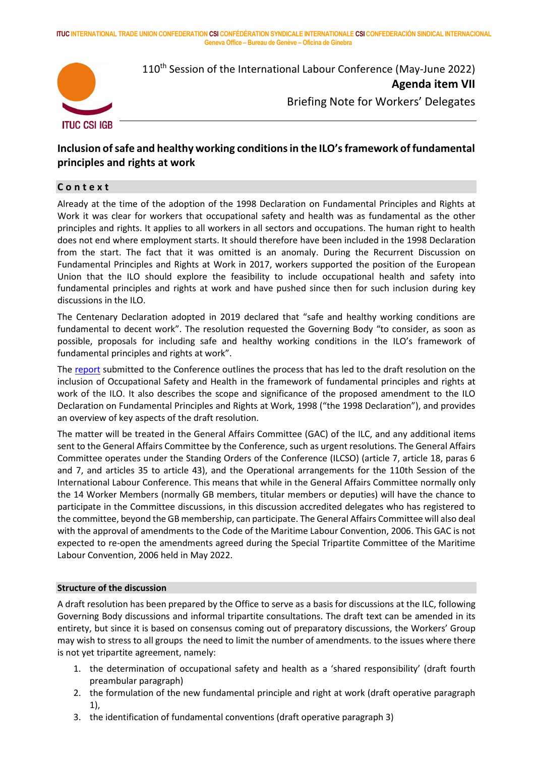ITUC INTERNATIONAL TRADE UNION CONFEDERATION CSI CONFÉDÉRATION SYNDICALE INTERNATIONALE CSI CONFEDERACIÓN SINDICAL INTERNACIONAL
Geneva Office – Bureau de Genève – Oficina de Ginebra

ITUC CSI IGB

110th Session of the International Labour Conference (May-June 2022)

**Agenda item VII**

Briefing Note for Workers' Delegates

## Inclusion of safe and healthy working conditions in the ILO's framework of fundamental principles and rights at work

### Context

Already at the time of the adoption of the 1998 Declaration on Fundamental Principles and Rights at Work it was clear for workers that occupational safety and health was as fundamental as the other principles and rights. It applies to all workers in all sectors and occupations. The human right to health does not end where employment starts. It should therefore have been included in the 1998 Declaration from the start. The fact that it was omitted is an anomaly. During the Recurrent Discussion on Fundamental Principles and Rights at Work in 2017, workers supported the position of the European Union that the ILO should explore the feasibility to include occupational health and safety into fundamental principles and rights at work and have pushed since then for such inclusion during key discussions in the ILO.

The Centenary Declaration adopted in 2019 declared that "safe and healthy working conditions are fundamental to decent work". The resolution requested the Governing Body "to consider, as soon as possible, proposals for including safe and healthy working conditions in the ILO's framework of fundamental principles and rights at work".

The report submitted to the Conference outlines the process that has led to the draft resolution on the inclusion of Occupational Safety and Health in the framework of fundamental principles and rights at work of the ILO. It also describes the scope and significance of the proposed amendment to the ILO Declaration on Fundamental Principles and Rights at Work, 1998 ("the 1998 Declaration"), and provides an overview of key aspects of the draft resolution.

The matter will be treated in the General Affairs Committee (GAC) of the ILC, and any additional items sent to the General Affairs Committee by the Conference, such as urgent resolutions. The General Affairs Committee operates under the Standing Orders of the Conference (ILCSO) (article 7, article 18, paras 6 and 7, and articles 35 to article 43), and the Operational arrangements for the 110th Session of the International Labour Conference. This means that while in the General Affairs Committee normally only the 14 Worker Members (normally GB members, titular members or deputies) will have the chance to participate in the Committee discussions, in this discussion accredited delegates who has registered to the committee, beyond the GB membership, can participate. The General Affairs Committee will also deal with the approval of amendments to the Code of the Maritime Labour Convention, 2006. This GAC is not expected to re-open the amendments agreed during the Special Tripartite Committee of the Maritime Labour Convention, 2006 held in May 2022.

### Structure of the discussion

A draft resolution has been prepared by the Office to serve as a basis for discussions at the ILC, following Governing Body discussions and informal tripartite consultations. The draft text can be amended in its entirety, but since it is based on consensus coming out of preparatory discussions, the Workers' Group may wish to stress to all groups the need to limit the number of amendments. to the issues where there is not yet tripartite agreement, namely:

1. the determination of occupational safety and health as a 'shared responsibility' (draft fourth preambular paragraph)
2. the formulation of the new fundamental principle and right at work (draft operative paragraph 1),
3. the identification of fundamental conventions (draft operative paragraph 3)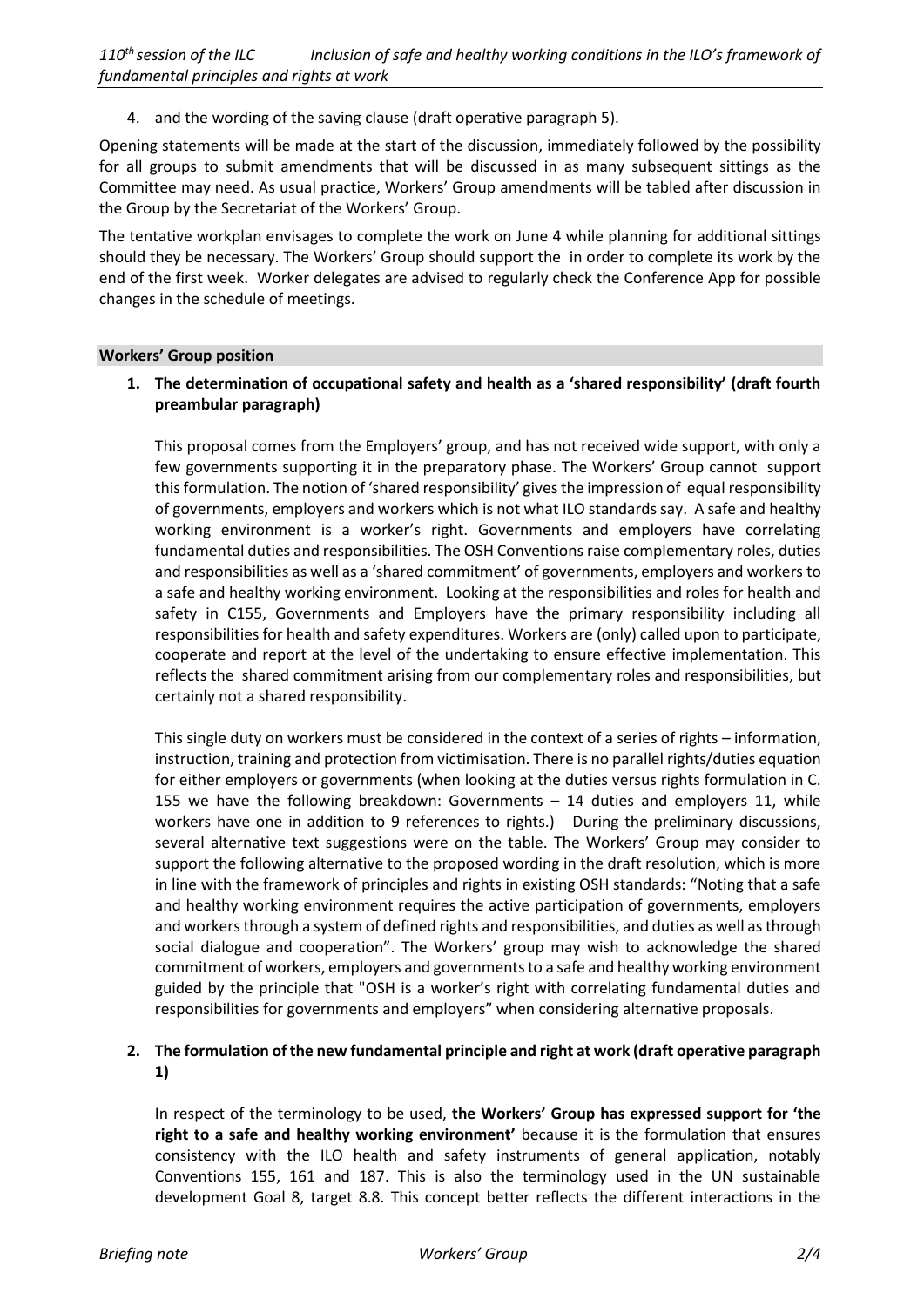4. and the wording of the saving clause (draft operative paragraph 5).

Opening statements will be made at the start of the discussion, immediately followed by the possibility for all groups to submit amendments that will be discussed in as many subsequent sittings as the Committee may need. As usual practice, Workers' Group amendments will be tabled after discussion in the Group by the Secretariat of the Workers' Group.

The tentative workplan envisages to complete the work on June 4 while planning for additional sittings should they be necessary. The Workers' Group should support the in order to complete its work by the end of the first week. Worker delegates are advised to regularly check the Conference App for possible changes in the schedule of meetings.

## Workers' Group position

**1. The determination of occupational safety and health as a 'shared responsibility' (draft fourth preambular paragraph)**

This proposal comes from the Employers' group, and has not received wide support, with only a few governments supporting it in the preparatory phase. The Workers' Group cannot support this formulation. The notion of 'shared responsibility' gives the impression of equal responsibility of governments, employers and workers which is not what ILO standards say. A safe and healthy working environment is a worker's right. Governments and employers have correlating fundamental duties and responsibilities. The OSH Conventions raise complementary roles, duties and responsibilities as well as a 'shared commitment' of governments, employers and workers to a safe and healthy working environment. Looking at the responsibilities and roles for health and safety in C155, Governments and Employers have the primary responsibility including all responsibilities for health and safety expenditures. Workers are (only) called upon to participate, cooperate and report at the level of the undertaking to ensure effective implementation. This reflects the shared commitment arising from our complementary roles and responsibilities, but certainly not a shared responsibility.

This single duty on workers must be considered in the context of a series of rights – information, instruction, training and protection from victimisation. There is no parallel rights/duties equation for either employers or governments (when looking at the duties versus rights formulation in C. 155 we have the following breakdown: Governments – 14 duties and employers 11, while workers have one in addition to 9 references to rights.) During the preliminary discussions, several alternative text suggestions were on the table. The Workers' Group may consider to support the following alternative to the proposed wording in the draft resolution, which is more in line with the framework of principles and rights in existing OSH standards: "Noting that a safe and healthy working environment requires the active participation of governments, employers and workers through a system of defined rights and responsibilities, and duties as well as through social dialogue and cooperation". The Workers' group may wish to acknowledge the shared commitment of workers, employers and governments to a safe and healthy working environment guided by the principle that "OSH is a worker's right with correlating fundamental duties and responsibilities for governments and employers" when considering alternative proposals.

**2. The formulation of the new fundamental principle and right at work (draft operative paragraph 1)**

In respect of the terminology to be used, **the Workers' Group has expressed support for 'the right to a safe and healthy working environment'** because it is the formulation that ensures consistency with the ILO health and safety instruments of general application, notably Conventions 155, 161 and 187. This is also the terminology used in the UN sustainable development Goal 8, target 8.8. This concept better reflects the different interactions in the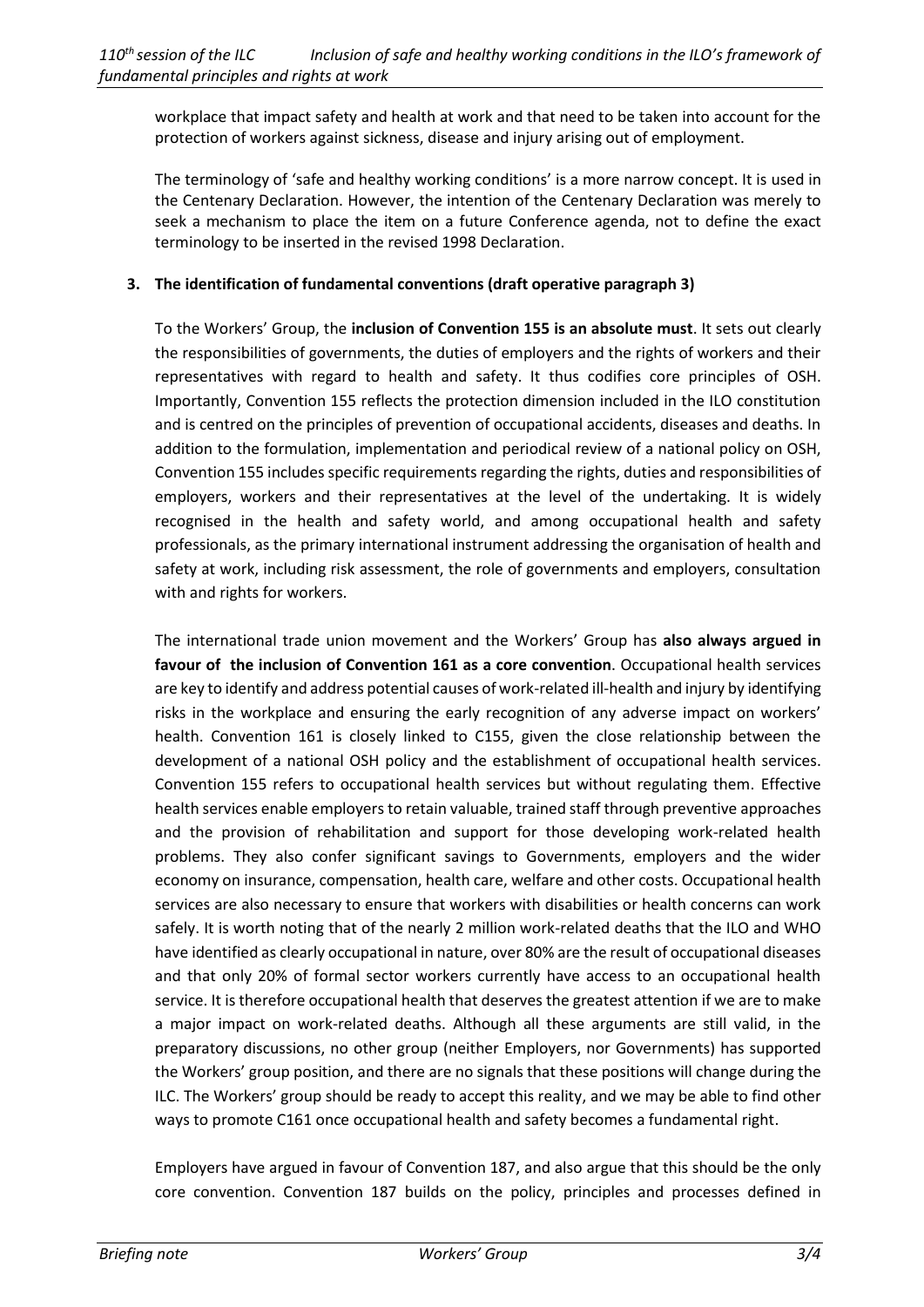workplace that impact safety and health at work and that need to be taken into account for the protection of workers against sickness, disease and injury arising out of employment.

The terminology of 'safe and healthy working conditions' is a more narrow concept. It is used in the Centenary Declaration. However, the intention of the Centenary Declaration was merely to seek a mechanism to place the item on a future Conference agenda, not to define the exact terminology to be inserted in the revised 1998 Declaration.

## 3. The identification of fundamental conventions (draft operative paragraph 3)

To the Workers' Group, the **inclusion of Convention 155 is an absolute must**. It sets out clearly the responsibilities of governments, the duties of employers and the rights of workers and their representatives with regard to health and safety. It thus codifies core principles of OSH. Importantly, Convention 155 reflects the protection dimension included in the ILO constitution and is centred on the principles of prevention of occupational accidents, diseases and deaths. In addition to the formulation, implementation and periodical review of a national policy on OSH, Convention 155 includes specific requirements regarding the rights, duties and responsibilities of employers, workers and their representatives at the level of the undertaking. It is widely recognised in the health and safety world, and among occupational health and safety professionals, as the primary international instrument addressing the organisation of health and safety at work, including risk assessment, the role of governments and employers, consultation with and rights for workers.

The international trade union movement and the Workers' Group has **also always argued in favour of the inclusion of Convention 161 as a core convention**. Occupational health services are key to identify and address potential causes of work-related ill-health and injury by identifying risks in the workplace and ensuring the early recognition of any adverse impact on workers' health. Convention 161 is closely linked to C155, given the close relationship between the development of a national OSH policy and the establishment of occupational health services. Convention 155 refers to occupational health services but without regulating them. Effective health services enable employers to retain valuable, trained staff through preventive approaches and the provision of rehabilitation and support for those developing work-related health problems. They also confer significant savings to Governments, employers and the wider economy on insurance, compensation, health care, welfare and other costs. Occupational health services are also necessary to ensure that workers with disabilities or health concerns can work safely. It is worth noting that of the nearly 2 million work-related deaths that the ILO and WHO have identified as clearly occupational in nature, over 80% are the result of occupational diseases and that only 20% of formal sector workers currently have access to an occupational health service. It is therefore occupational health that deserves the greatest attention if we are to make a major impact on work-related deaths. Although all these arguments are still valid, in the preparatory discussions, no other group (neither Employers, nor Governments) has supported the Workers' group position, and there are no signals that these positions will change during the ILC. The Workers' group should be ready to accept this reality, and we may be able to find other ways to promote C161 once occupational health and safety becomes a fundamental right.

Employers have argued in favour of Convention 187, and also argue that this should be the only core convention. Convention 187 builds on the policy, principles and processes defined in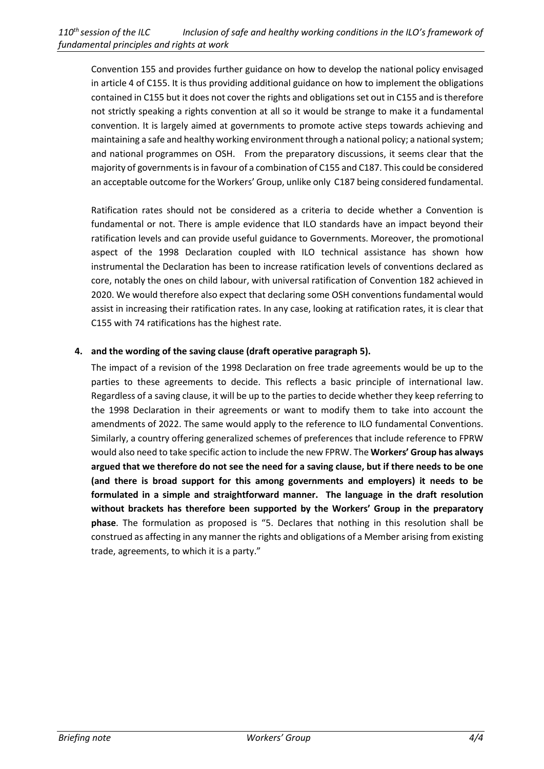Convention 155 and provides further guidance on how to develop the national policy envisaged in article 4 of C155. It is thus providing additional guidance on how to implement the obligations contained in C155 but it does not cover the rights and obligations set out in C155 and is therefore not strictly speaking a rights convention at all so it would be strange to make it a fundamental convention. It is largely aimed at governments to promote active steps towards achieving and maintaining a safe and healthy working environment through a national policy; a national system; and national programmes on OSH. From the preparatory discussions, it seems clear that the majority of governments is in favour of a combination of C155 and C187. This could be considered an acceptable outcome for the Workers' Group, unlike only C187 being considered fundamental.

Ratification rates should not be considered as a criteria to decide whether a Convention is fundamental or not. There is ample evidence that ILO standards have an impact beyond their ratification levels and can provide useful guidance to Governments. Moreover, the promotional aspect of the 1998 Declaration coupled with ILO technical assistance has shown how instrumental the Declaration has been to increase ratification levels of conventions declared as core, notably the ones on child labour, with universal ratification of Convention 182 achieved in 2020. We would therefore also expect that declaring some OSH conventions fundamental would assist in increasing their ratification rates. In any case, looking at ratification rates, it is clear that C155 with 74 ratifications has the highest rate.

**4. and the wording of the saving clause (draft operative paragraph 5).**

The impact of a revision of the 1998 Declaration on free trade agreements would be up to the parties to these agreements to decide. This reflects a basic principle of international law. Regardless of a saving clause, it will be up to the parties to decide whether they keep referring to the 1998 Declaration in their agreements or want to modify them to take into account the amendments of 2022. The same would apply to the reference to ILO fundamental Conventions. Similarly, a country offering generalized schemes of preferences that include reference to FPRW would also need to take specific action to include the new FPRW. The **Workers' Group has always argued that we therefore do not see the need for a saving clause, but if there needs to be one (and there is broad support for this among governments and employers) it needs to be formulated in a simple and straightforward manner. The language in the draft resolution without brackets has therefore been supported by the Workers' Group in the preparatory phase**. The formulation as proposed is "5. Declares that nothing in this resolution shall be construed as affecting in any manner the rights and obligations of a Member arising from existing trade, agreements, to which it is a party."